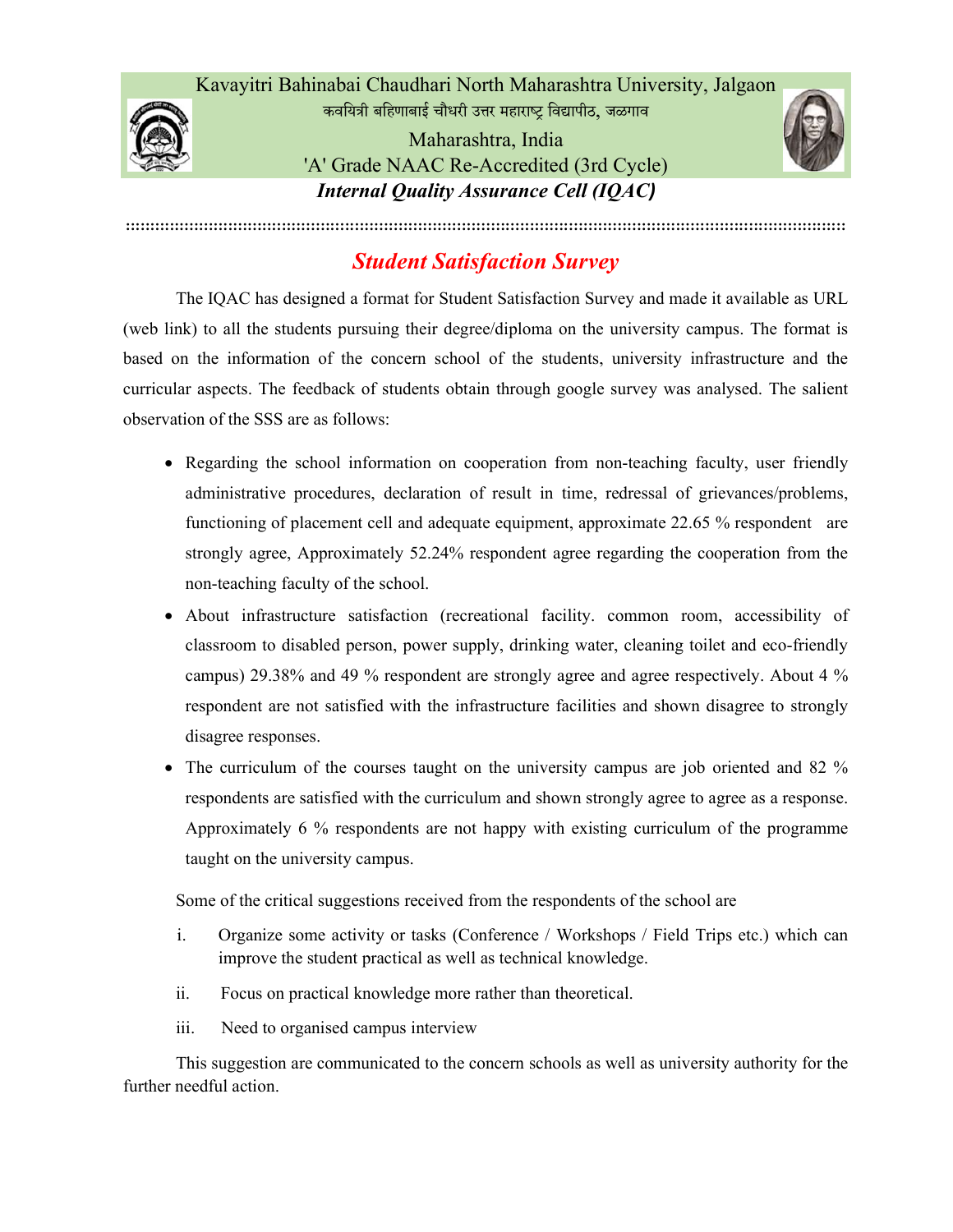Kavayitri Bahinabai Chaudhari North Maharashtra University, Jalgaon

कवयित्री बहिणाबाई चौधरी उत्तर महाराष्ट्र विद्यापीठ, जळगाव

Maharashtra, India

'A' Grade NAAC Re-Accredited (3rd Cycle)

***Internal Quality Assurance Cell (IQAC)***

# Student Satisfaction Survey

The IQAC has designed a format for Student Satisfaction Survey and made it available as URL (web link) to all the students pursuing their degree/diploma on the university campus. The format is based on the information of the concern school of the students, university infrastructure and the curricular aspects. The feedback of students obtain through google survey was analysed. The salient observation of the SSS are as follows:

- Regarding the school information on cooperation from non-teaching faculty, user friendly administrative procedures, declaration of result in time, redressal of grievances/problems, functioning of placement cell and adequate equipment, approximate 22.65 % respondent are strongly agree, Approximately 52.24% respondent agree regarding the cooperation from the non-teaching faculty of the school.
- About infrastructure satisfaction (recreational facility. common room, accessibility of classroom to disabled person, power supply, drinking water, cleaning toilet and eco-friendly campus) 29.38% and 49 % respondent are strongly agree and agree respectively. About 4 % respondent are not satisfied with the infrastructure facilities and shown disagree to strongly disagree responses.
- The curriculum of the courses taught on the university campus are job oriented and 82 % respondents are satisfied with the curriculum and shown strongly agree to agree as a response. Approximately 6 % respondents are not happy with existing curriculum of the programme taught on the university campus.

Some of the critical suggestions received from the respondents of the school are

i. Organize some activity or tasks (Conference / Workshops / Field Trips etc.) which can improve the student practical as well as technical knowledge.

ii. Focus on practical knowledge more rather than theoretical.

iii. Need to organised campus interview

This suggestion are communicated to the concern schools as well as university authority for the further needful action.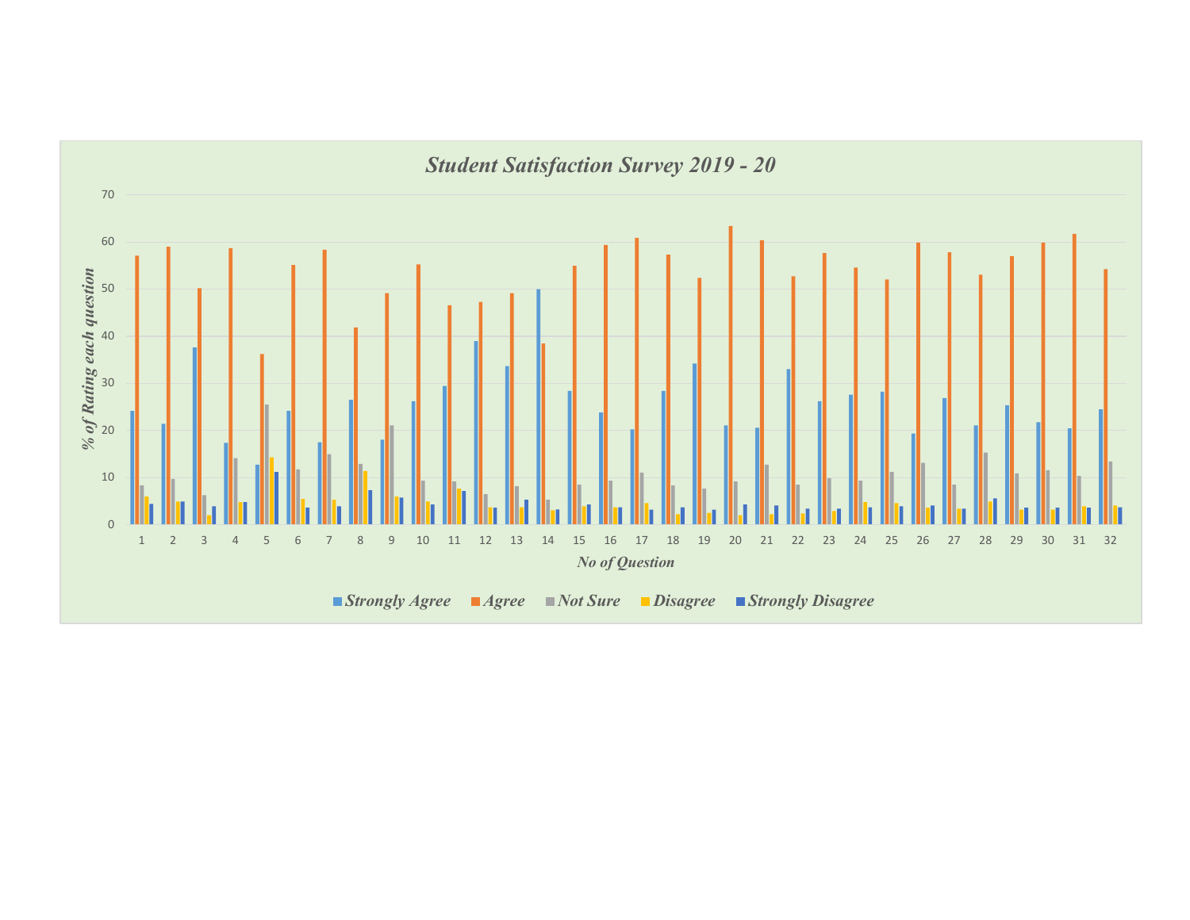## *Student Satisfaction Survey 2019 - 20*

*% of Rating each question* (y-axis: 0–70)

*No of Question* (x-axis: 1–32)

*Strongly Agree* | *Agree* | *Not Sure* | *Disagree* | *Strongly Disagree*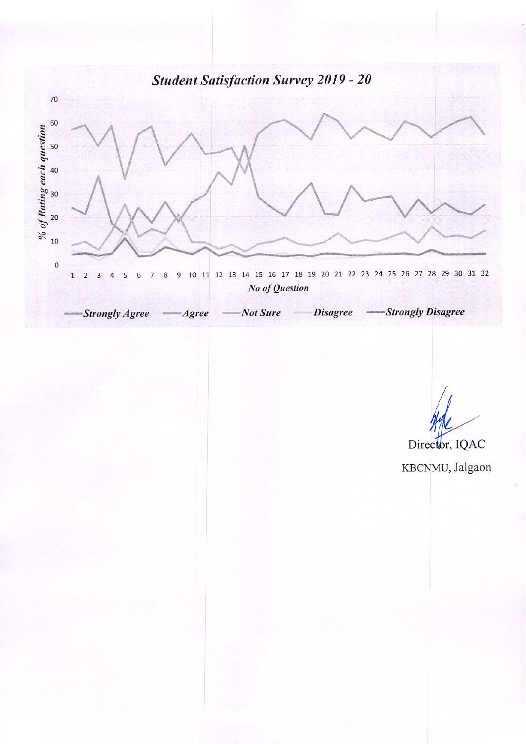*Student Satisfaction Survey 2019 - 20*

70
60
50
40
30
20
10
0

*% of Rating each question*

1 2 3 4 5 6 7 8 9 10 11 12 13 14 15 16 17 18 19 20 21 22 23 24 25 26 27 28 29 30 31 32

*No of Question*

*Strongly Agree* *Agree* *Not Sure* *Disagree* *Strongly Disagree*

Director, IQAC

KBCNMU, Jalgaon